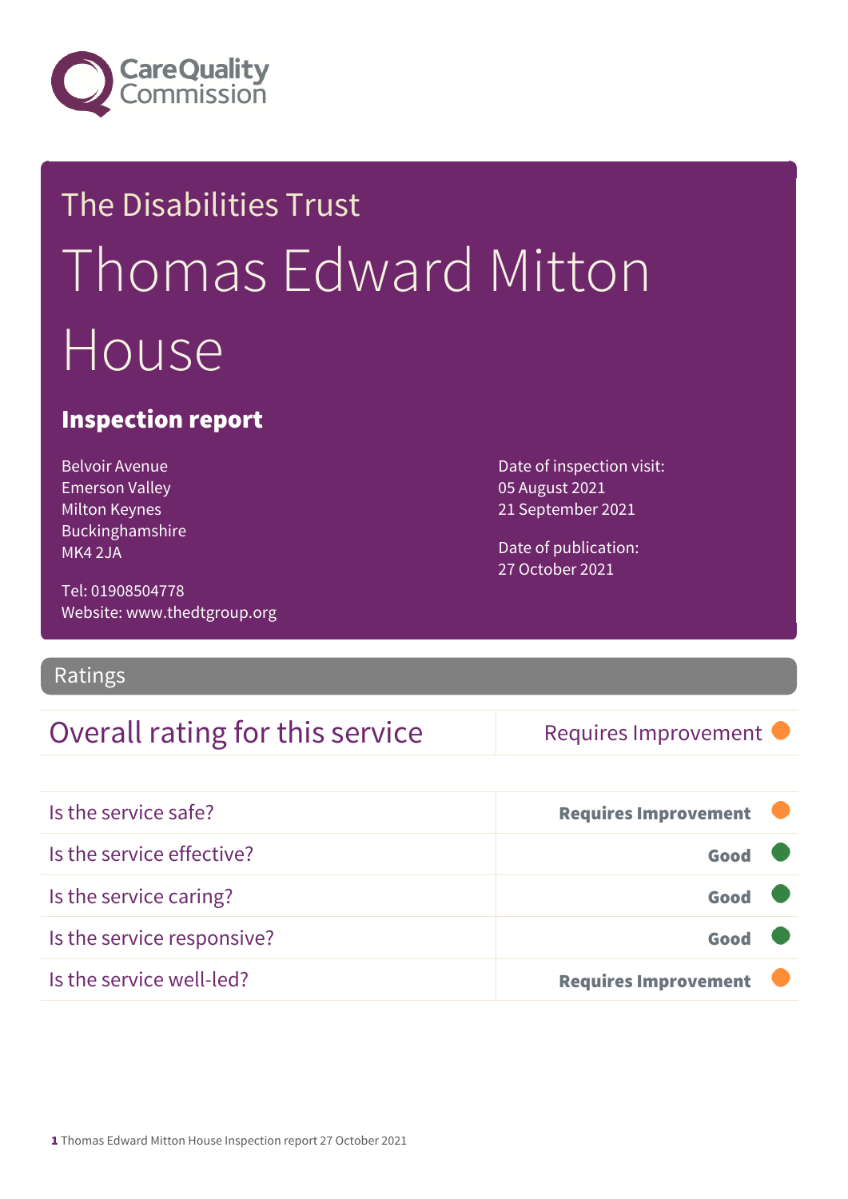# The Disabilities Trust

# Thomas Edward Mitton House

## Inspection report

Belvoir Avenue
Emerson Valley
Milton Keynes
Buckinghamshire
MK4 2JA

Tel: 01908504778
Website: www.thedtgroup.org

Date of inspection visit:
05 August 2021
21 September 2021

Date of publication:
27 October 2021

## Ratings

| Overall rating for this service | Requires Improvement |
|---|---|

| | |
|---|---|
| Is the service safe? | **Requires Improvement** |
| Is the service effective? | **Good** |
| Is the service caring? | **Good** |
| Is the service responsive? | **Good** |
| Is the service well-led? | **Requires Improvement** |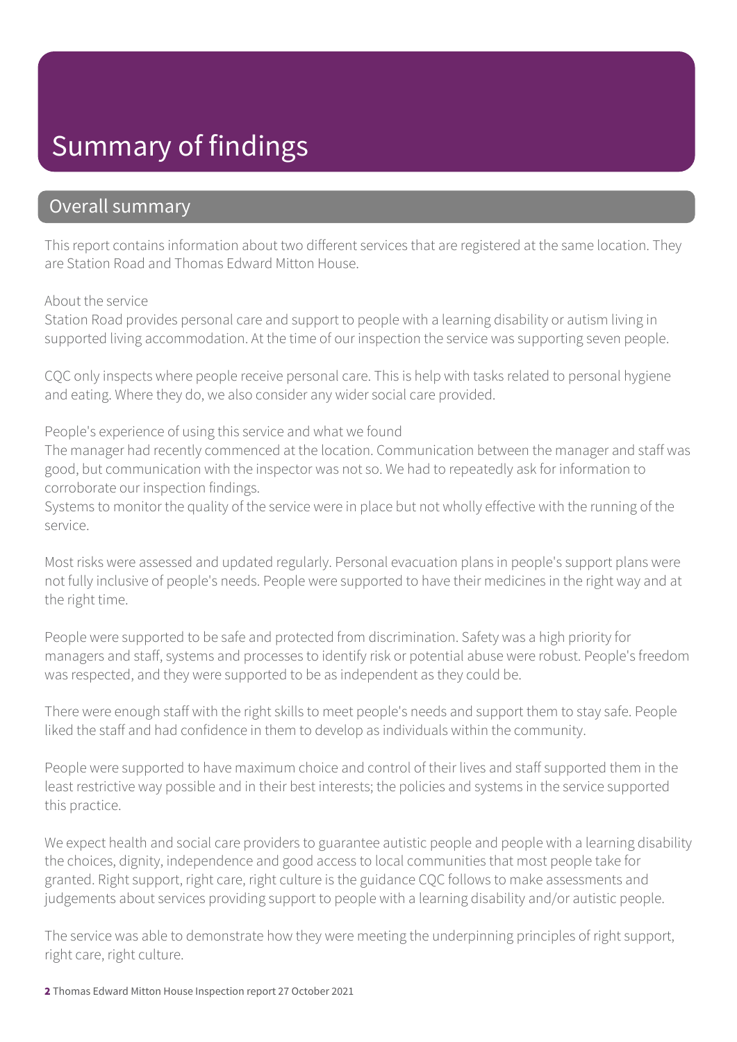# Summary of findings

## Overall summary

This report contains information about two different services that are registered at the same location. They are Station Road and Thomas Edward Mitton House.

About the service
Station Road provides personal care and support to people with a learning disability or autism living in supported living accommodation. At the time of our inspection the service was supporting seven people.

CQC only inspects where people receive personal care. This is help with tasks related to personal hygiene and eating. Where they do, we also consider any wider social care provided.

People's experience of using this service and what we found
The manager had recently commenced at the location. Communication between the manager and staff was good, but communication with the inspector was not so. We had to repeatedly ask for information to corroborate our inspection findings.
Systems to monitor the quality of the service were in place but not wholly effective with the running of the service.

Most risks were assessed and updated regularly. Personal evacuation plans in people's support plans were not fully inclusive of people's needs. People were supported to have their medicines in the right way and at the right time.

People were supported to be safe and protected from discrimination. Safety was a high priority for managers and staff, systems and processes to identify risk or potential abuse were robust. People's freedom was respected, and they were supported to be as independent as they could be.

There were enough staff with the right skills to meet people's needs and support them to stay safe. People liked the staff and had confidence in them to develop as individuals within the community.

People were supported to have maximum choice and control of their lives and staff supported them in the least restrictive way possible and in their best interests; the policies and systems in the service supported this practice.

We expect health and social care providers to guarantee autistic people and people with a learning disability the choices, dignity, independence and good access to local communities that most people take for granted. Right support, right care, right culture is the guidance CQC follows to make assessments and judgements about services providing support to people with a learning disability and/or autistic people.

The service was able to demonstrate how they were meeting the underpinning principles of right support, right care, right culture.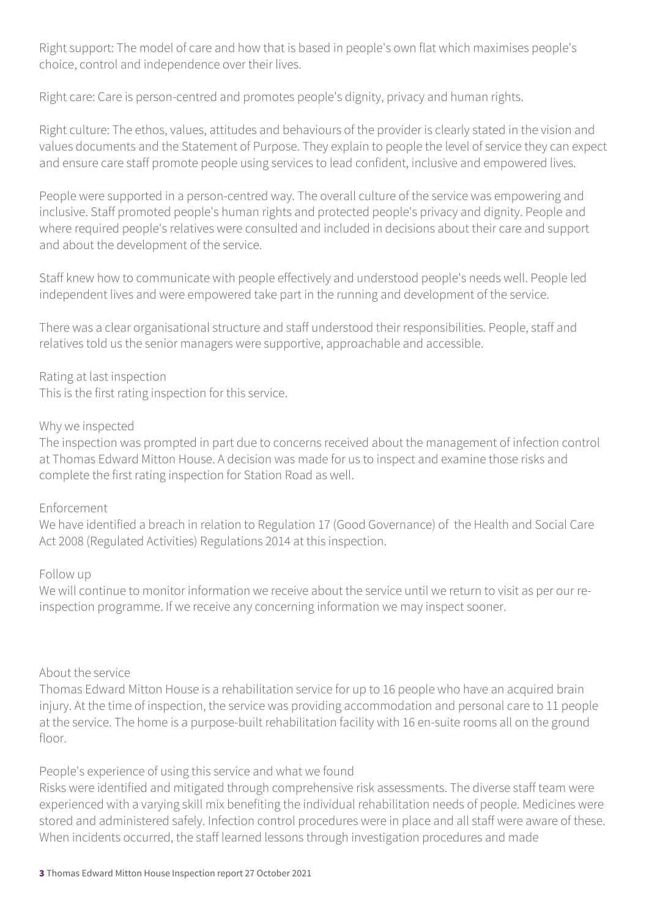Right support: The model of care and how that is based in people's own flat which maximises people's choice, control and independence over their lives.

Right care: Care is person-centred and promotes people's dignity, privacy and human rights.

Right culture: The ethos, values, attitudes and behaviours of the provider is clearly stated in the vision and values documents and the Statement of Purpose. They explain to people the level of service they can expect and ensure care staff promote people using services to lead confident, inclusive and empowered lives.

People were supported in a person-centred way. The overall culture of the service was empowering and inclusive. Staff promoted people's human rights and protected people's privacy and dignity. People and where required people's relatives were consulted and included in decisions about their care and support and about the development of the service.

Staff knew how to communicate with people effectively and understood people's needs well. People led independent lives and were empowered take part in the running and development of the service.

There was a clear organisational structure and staff understood their responsibilities. People, staff and relatives told us the senior managers were supportive, approachable and accessible.

Rating at last inspection
This is the first rating inspection for this service.

Why we inspected
The inspection was prompted in part due to concerns received about the management of infection control at Thomas Edward Mitton House. A decision was made for us to inspect and examine those risks and complete the first rating inspection for Station Road as well.

Enforcement
We have identified a breach in relation to Regulation 17 (Good Governance) of the Health and Social Care Act 2008 (Regulated Activities) Regulations 2014 at this inspection.

Follow up
We will continue to monitor information we receive about the service until we return to visit as per our re-inspection programme. If we receive any concerning information we may inspect sooner.

About the service
Thomas Edward Mitton House is a rehabilitation service for up to 16 people who have an acquired brain injury. At the time of inspection, the service was providing accommodation and personal care to 11 people at the service. The home is a purpose-built rehabilitation facility with 16 en-suite rooms all on the ground floor.

People's experience of using this service and what we found
Risks were identified and mitigated through comprehensive risk assessments. The diverse staff team were experienced with a varying skill mix benefiting the individual rehabilitation needs of people. Medicines were stored and administered safely. Infection control procedures were in place and all staff were aware of these. When incidents occurred, the staff learned lessons through investigation procedures and made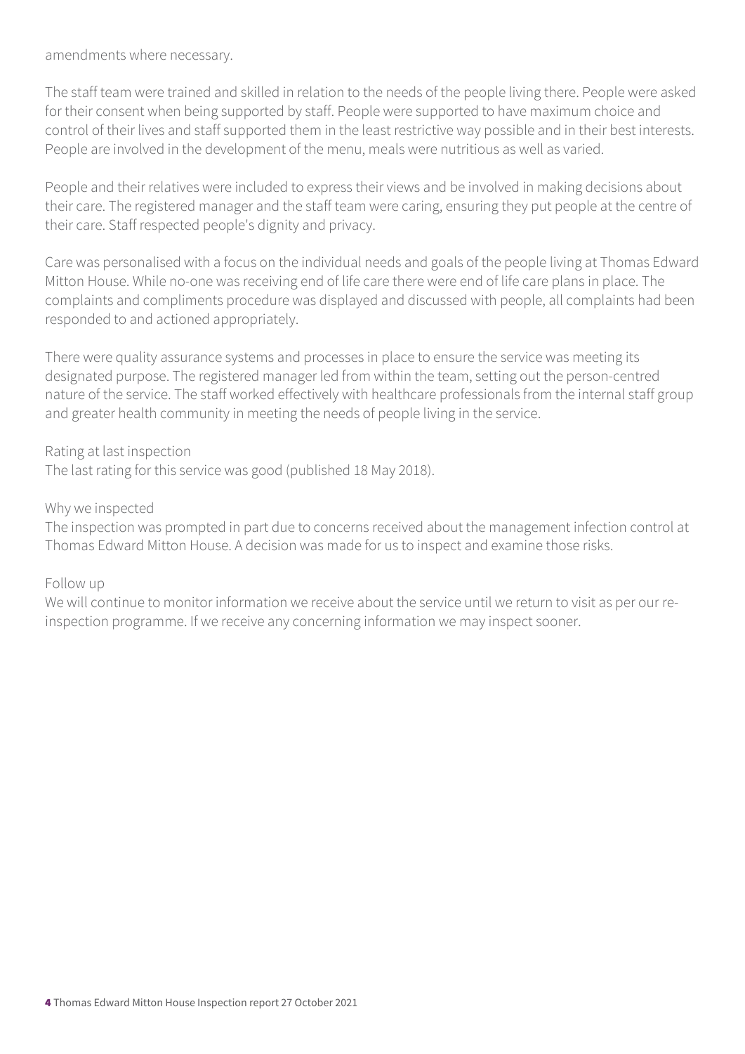amendments where necessary.

The staff team were trained and skilled in relation to the needs of the people living there. People were asked for their consent when being supported by staff. People were supported to have maximum choice and control of their lives and staff supported them in the least restrictive way possible and in their best interests. People are involved in the development of the menu, meals were nutritious as well as varied.

People and their relatives were included to express their views and be involved in making decisions about their care. The registered manager and the staff team were caring, ensuring they put people at the centre of their care. Staff respected people's dignity and privacy.

Care was personalised with a focus on the individual needs and goals of the people living at Thomas Edward Mitton House. While no-one was receiving end of life care there were end of life care plans in place. The complaints and compliments procedure was displayed and discussed with people, all complaints had been responded to and actioned appropriately.

There were quality assurance systems and processes in place to ensure the service was meeting its designated purpose. The registered manager led from within the team, setting out the person-centred nature of the service. The staff worked effectively with healthcare professionals from the internal staff group and greater health community in meeting the needs of people living in the service.

Rating at last inspection
The last rating for this service was good (published 18 May 2018).

Why we inspected
The inspection was prompted in part due to concerns received about the management infection control at Thomas Edward Mitton House. A decision was made for us to inspect and examine those risks.

Follow up
We will continue to monitor information we receive about the service until we return to visit as per our re-inspection programme. If we receive any concerning information we may inspect sooner.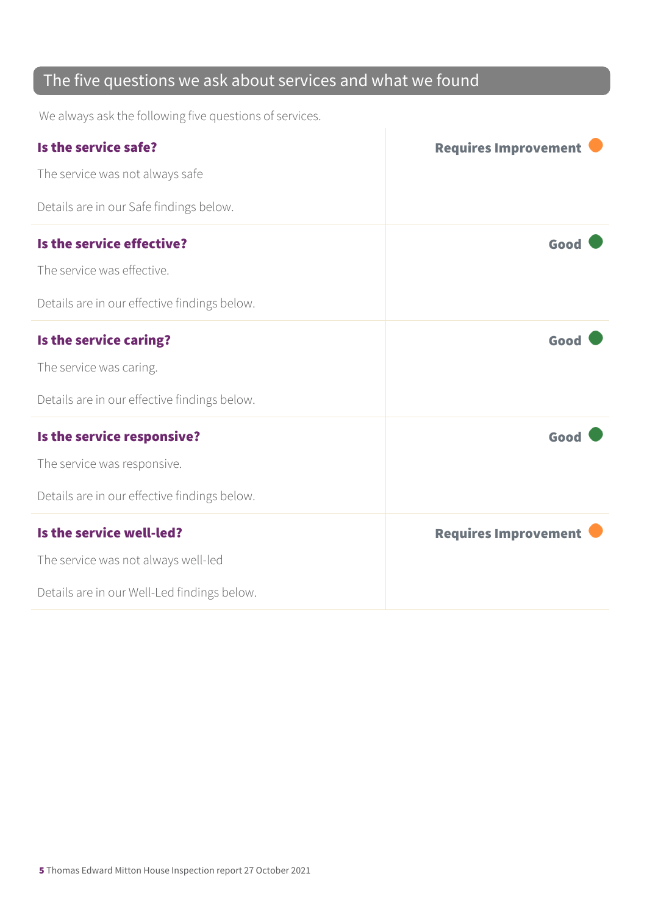## The five questions we ask about services and what we found

We always ask the following five questions of services.

| | |
|---|---|
| **Is the service safe?**<br><br>The service was not always safe<br><br>Details are in our Safe findings below. | **Requires Improvement** |
| **Is the service effective?**<br><br>The service was effective.<br><br>Details are in our effective findings below. | **Good** |
| **Is the service caring?**<br><br>The service was caring.<br><br>Details are in our effective findings below. | **Good** |
| **Is the service responsive?**<br><br>The service was responsive.<br><br>Details are in our effective findings below. | **Good** |
| **Is the service well-led?**<br><br>The service was not always well-led<br><br>Details are in our Well-Led findings below. | **Requires Improvement** |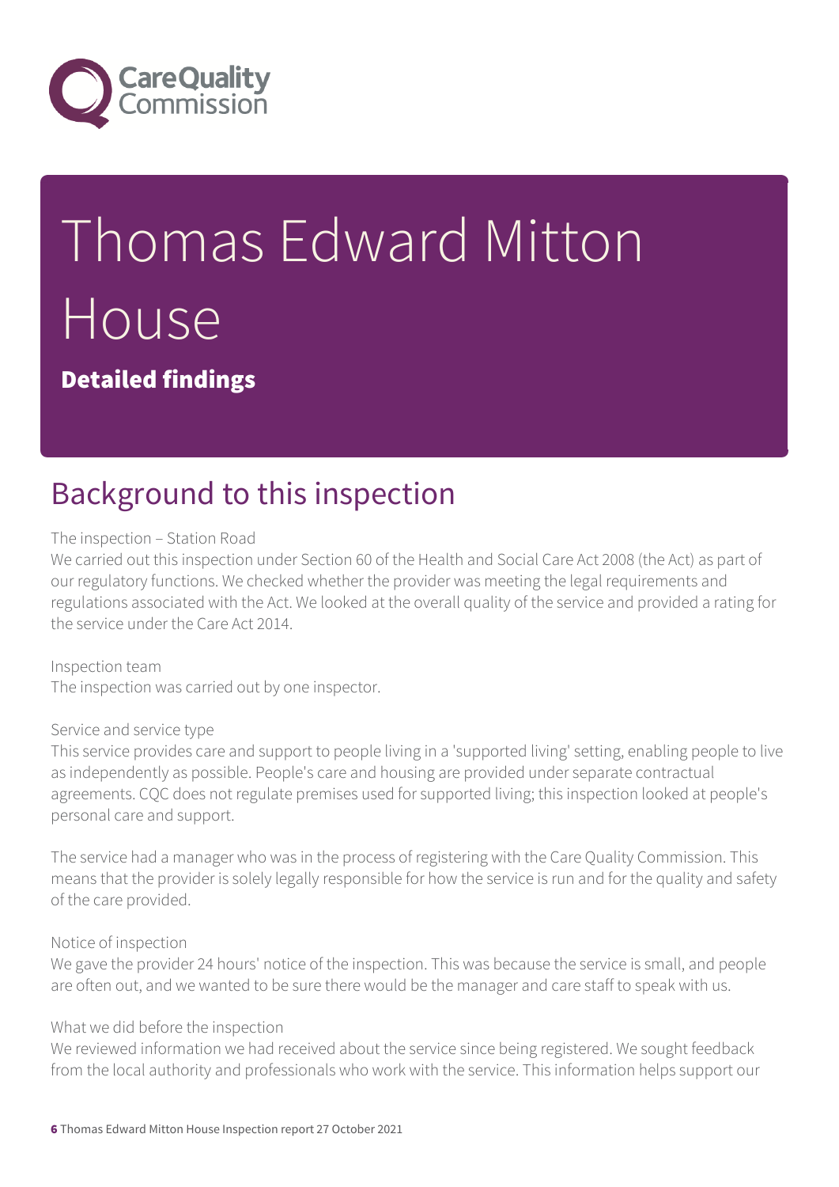# Thomas Edward Mitton House

**Detailed findings**

## Background to this inspection

The inspection – Station Road

We carried out this inspection under Section 60 of the Health and Social Care Act 2008 (the Act) as part of our regulatory functions. We checked whether the provider was meeting the legal requirements and regulations associated with the Act. We looked at the overall quality of the service and provided a rating for the service under the Care Act 2014.

Inspection team

The inspection was carried out by one inspector.

Service and service type

This service provides care and support to people living in a 'supported living' setting, enabling people to live as independently as possible. People's care and housing are provided under separate contractual agreements. CQC does not regulate premises used for supported living; this inspection looked at people's personal care and support.

The service had a manager who was in the process of registering with the Care Quality Commission. This means that the provider is solely legally responsible for how the service is run and for the quality and safety of the care provided.

Notice of inspection

We gave the provider 24 hours' notice of the inspection. This was because the service is small, and people are often out, and we wanted to be sure there would be the manager and care staff to speak with us.

What we did before the inspection

We reviewed information we had received about the service since being registered. We sought feedback from the local authority and professionals who work with the service. This information helps support our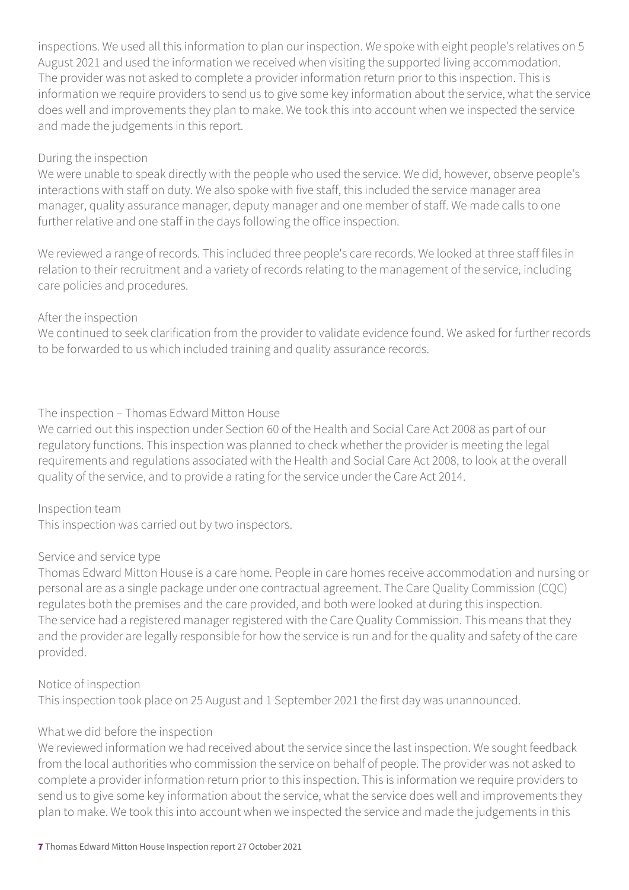inspections. We used all this information to plan our inspection. We spoke with eight people's relatives on 5 August 2021 and used the information we received when visiting the supported living accommodation. The provider was not asked to complete a provider information return prior to this inspection. This is information we require providers to send us to give some key information about the service, what the service does well and improvements they plan to make. We took this into account when we inspected the service and made the judgements in this report.

During the inspection

We were unable to speak directly with the people who used the service. We did, however, observe people's interactions with staff on duty. We also spoke with five staff, this included the service manager area manager, quality assurance manager, deputy manager and one member of staff. We made calls to one further relative and one staff in the days following the office inspection.

We reviewed a range of records. This included three people's care records. We looked at three staff files in relation to their recruitment and a variety of records relating to the management of the service, including care policies and procedures.

After the inspection

We continued to seek clarification from the provider to validate evidence found. We asked for further records to be forwarded to us which included training and quality assurance records.

The inspection – Thomas Edward Mitton House

We carried out this inspection under Section 60 of the Health and Social Care Act 2008 as part of our regulatory functions. This inspection was planned to check whether the provider is meeting the legal requirements and regulations associated with the Health and Social Care Act 2008, to look at the overall quality of the service, and to provide a rating for the service under the Care Act 2014.

Inspection team

This inspection was carried out by two inspectors.

Service and service type

Thomas Edward Mitton House is a care home. People in care homes receive accommodation and nursing or personal are as a single package under one contractual agreement. The Care Quality Commission (CQC) regulates both the premises and the care provided, and both were looked at during this inspection.
The service had a registered manager registered with the Care Quality Commission. This means that they and the provider are legally responsible for how the service is run and for the quality and safety of the care provided.

Notice of inspection

This inspection took place on 25 August and 1 September 2021 the first day was unannounced.

What we did before the inspection

We reviewed information we had received about the service since the last inspection. We sought feedback from the local authorities who commission the service on behalf of people. The provider was not asked to complete a provider information return prior to this inspection. This is information we require providers to send us to give some key information about the service, what the service does well and improvements they plan to make. We took this into account when we inspected the service and made the judgements in this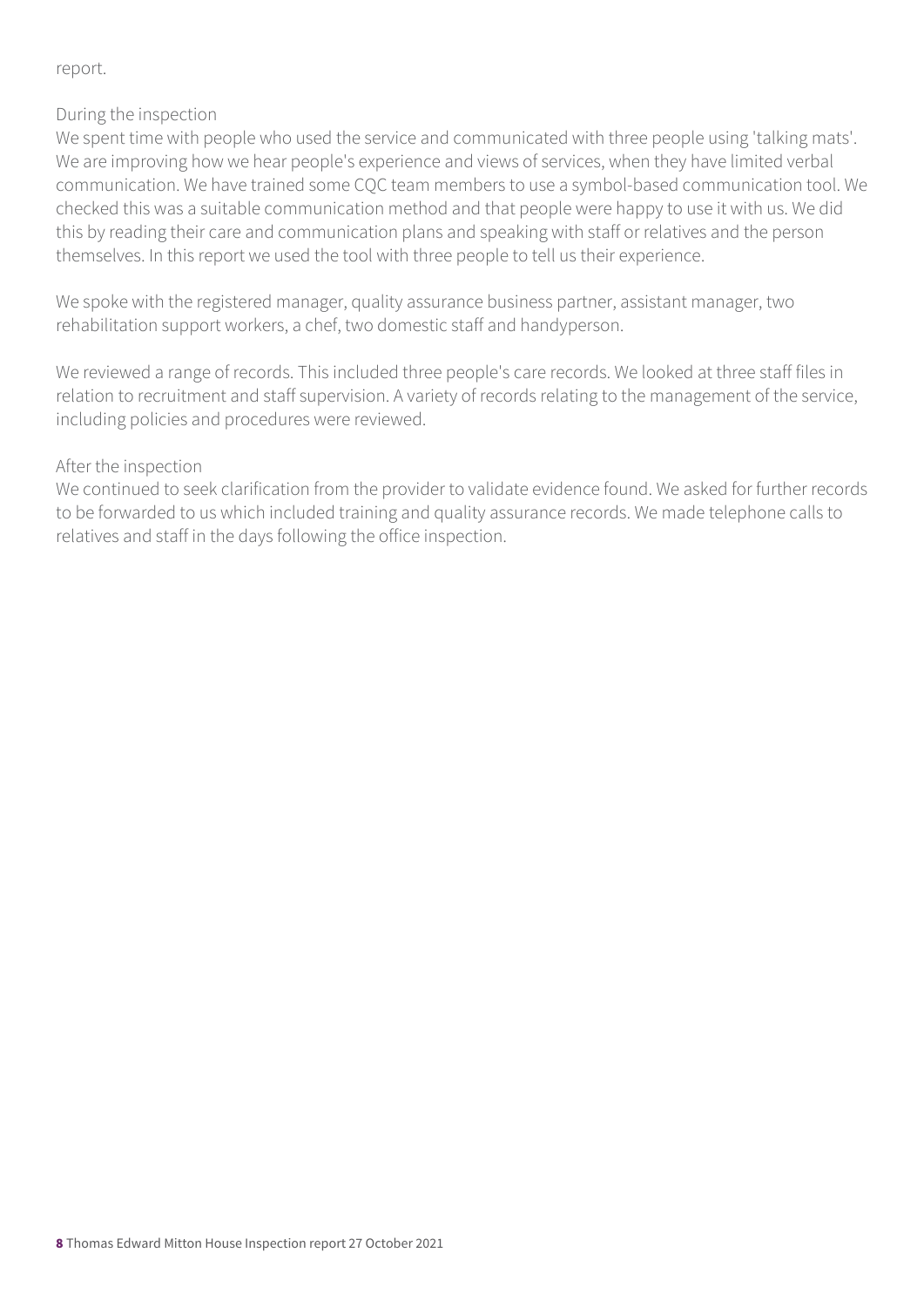report.

During the inspection

We spent time with people who used the service and communicated with three people using 'talking mats'. We are improving how we hear people's experience and views of services, when they have limited verbal communication. We have trained some CQC team members to use a symbol-based communication tool. We checked this was a suitable communication method and that people were happy to use it with us. We did this by reading their care and communication plans and speaking with staff or relatives and the person themselves. In this report we used the tool with three people to tell us their experience.

We spoke with the registered manager, quality assurance business partner, assistant manager, two rehabilitation support workers, a chef, two domestic staff and handyperson.

We reviewed a range of records. This included three people's care records. We looked at three staff files in relation to recruitment and staff supervision. A variety of records relating to the management of the service, including policies and procedures were reviewed.

After the inspection

We continued to seek clarification from the provider to validate evidence found. We asked for further records to be forwarded to us which included training and quality assurance records. We made telephone calls to relatives and staff in the days following the office inspection.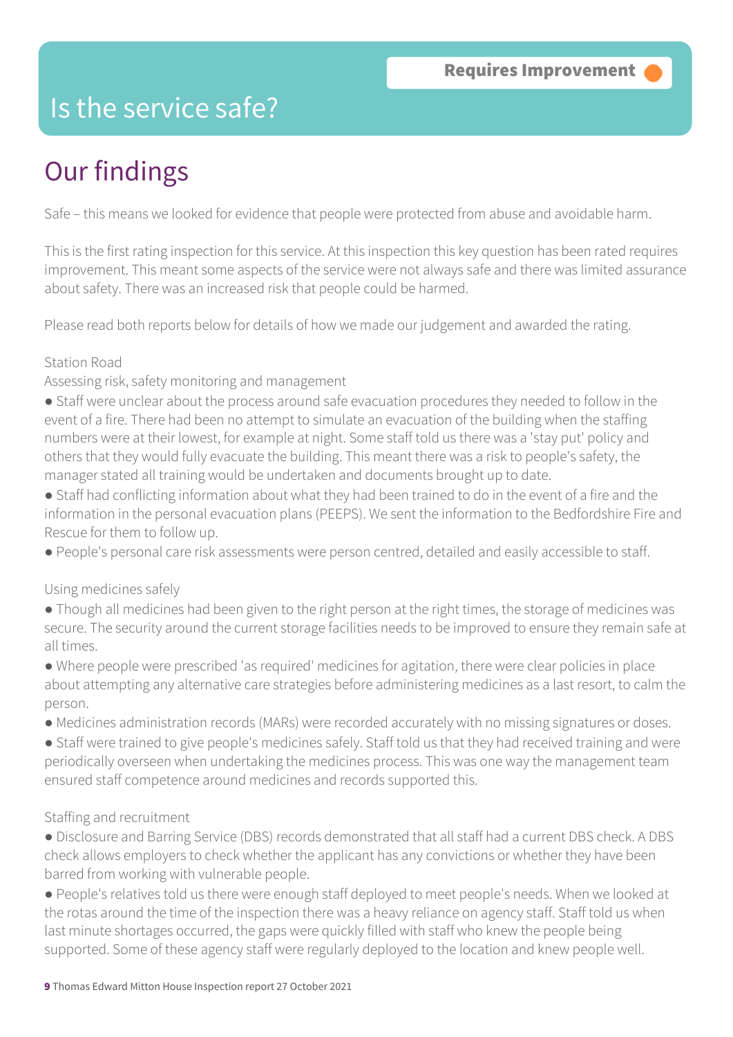# Is the service safe?

**Requires Improvement**

## Our findings

Safe – this means we looked for evidence that people were protected from abuse and avoidable harm.

This is the first rating inspection for this service. At this inspection this key question has been rated requires improvement. This meant some aspects of the service were not always safe and there was limited assurance about safety. There was an increased risk that people could be harmed.

Please read both reports below for details of how we made our judgement and awarded the rating.

Station Road

Assessing risk, safety monitoring and management

- Staff were unclear about the process around safe evacuation procedures they needed to follow in the event of a fire. There had been no attempt to simulate an evacuation of the building when the staffing numbers were at their lowest, for example at night. Some staff told us there was a 'stay put' policy and others that they would fully evacuate the building. This meant there was a risk to people's safety, the manager stated all training would be undertaken and documents brought up to date.
- Staff had conflicting information about what they had been trained to do in the event of a fire and the information in the personal evacuation plans (PEEPS). We sent the information to the Bedfordshire Fire and Rescue for them to follow up.
- People's personal care risk assessments were person centred, detailed and easily accessible to staff.

Using medicines safely

- Though all medicines had been given to the right person at the right times, the storage of medicines was secure. The security around the current storage facilities needs to be improved to ensure they remain safe at all times.
- Where people were prescribed 'as required' medicines for agitation, there were clear policies in place about attempting any alternative care strategies before administering medicines as a last resort, to calm the person.
- Medicines administration records (MARs) were recorded accurately with no missing signatures or doses.
- Staff were trained to give people's medicines safely. Staff told us that they had received training and were periodically overseen when undertaking the medicines process. This was one way the management team ensured staff competence around medicines and records supported this.

Staffing and recruitment

- Disclosure and Barring Service (DBS) records demonstrated that all staff had a current DBS check. A DBS check allows employers to check whether the applicant has any convictions or whether they have been barred from working with vulnerable people.
- People's relatives told us there were enough staff deployed to meet people's needs. When we looked at the rotas around the time of the inspection there was a heavy reliance on agency staff. Staff told us when last minute shortages occurred, the gaps were quickly filled with staff who knew the people being supported. Some of these agency staff were regularly deployed to the location and knew people well.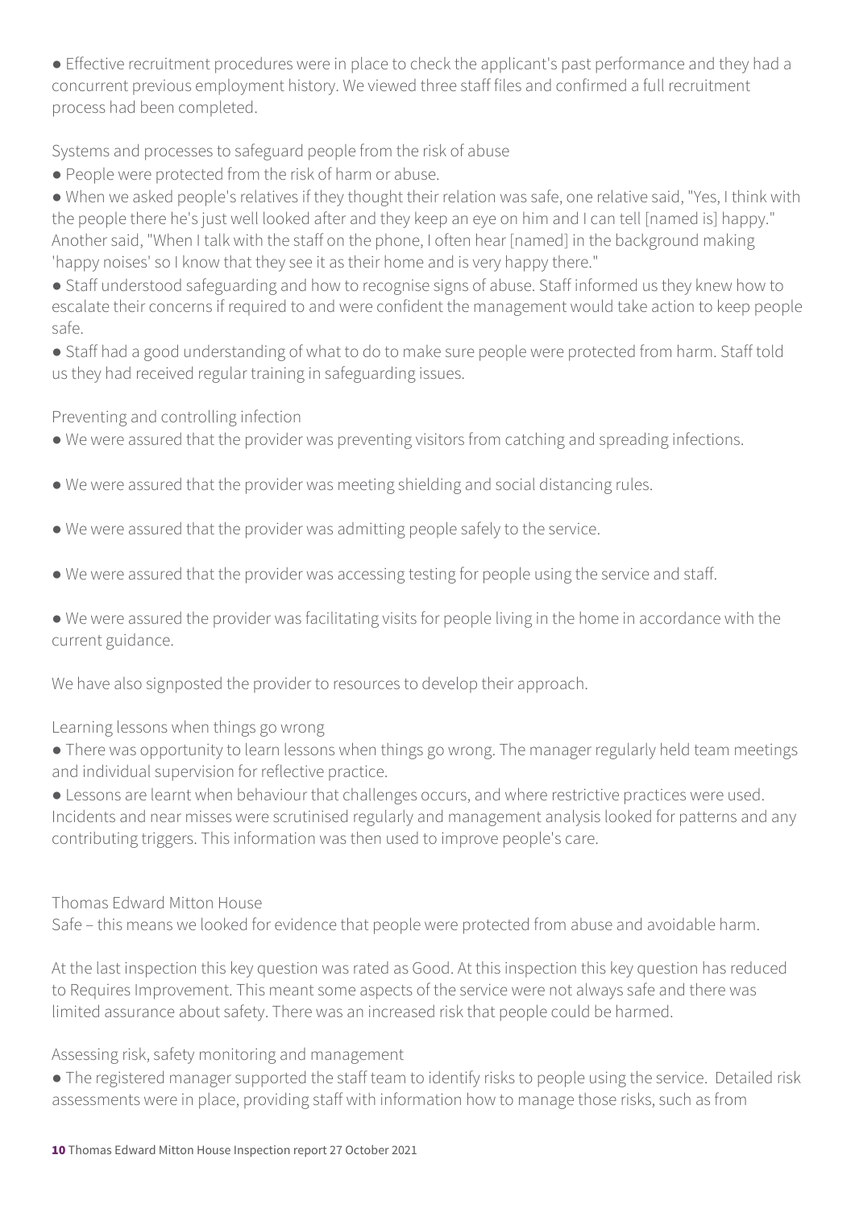● Effective recruitment procedures were in place to check the applicant's past performance and they had a concurrent previous employment history. We viewed three staff files and confirmed a full recruitment process had been completed.

Systems and processes to safeguard people from the risk of abuse

● People were protected from the risk of harm or abuse.

● When we asked people's relatives if they thought their relation was safe, one relative said, "Yes, I think with the people there he's just well looked after and they keep an eye on him and I can tell [named is] happy." Another said, "When I talk with the staff on the phone, I often hear [named] in the background making 'happy noises' so I know that they see it as their home and is very happy there."

● Staff understood safeguarding and how to recognise signs of abuse. Staff informed us they knew how to escalate their concerns if required to and were confident the management would take action to keep people safe.

● Staff had a good understanding of what to do to make sure people were protected from harm. Staff told us they had received regular training in safeguarding issues.

Preventing and controlling infection

● We were assured that the provider was preventing visitors from catching and spreading infections.

● We were assured that the provider was meeting shielding and social distancing rules.

● We were assured that the provider was admitting people safely to the service.

● We were assured that the provider was accessing testing for people using the service and staff.

● We were assured the provider was facilitating visits for people living in the home in accordance with the current guidance.

We have also signposted the provider to resources to develop their approach.

Learning lessons when things go wrong

● There was opportunity to learn lessons when things go wrong. The manager regularly held team meetings and individual supervision for reflective practice.

● Lessons are learnt when behaviour that challenges occurs, and where restrictive practices were used. Incidents and near misses were scrutinised regularly and management analysis looked for patterns and any contributing triggers. This information was then used to improve people's care.

# Thomas Edward Mitton House

Safe – this means we looked for evidence that people were protected from abuse and avoidable harm.

At the last inspection this key question was rated as Good. At this inspection this key question has reduced to Requires Improvement. This meant some aspects of the service were not always safe and there was limited assurance about safety. There was an increased risk that people could be harmed.

Assessing risk, safety monitoring and management

● The registered manager supported the staff team to identify risks to people using the service. Detailed risk assessments were in place, providing staff with information how to manage those risks, such as from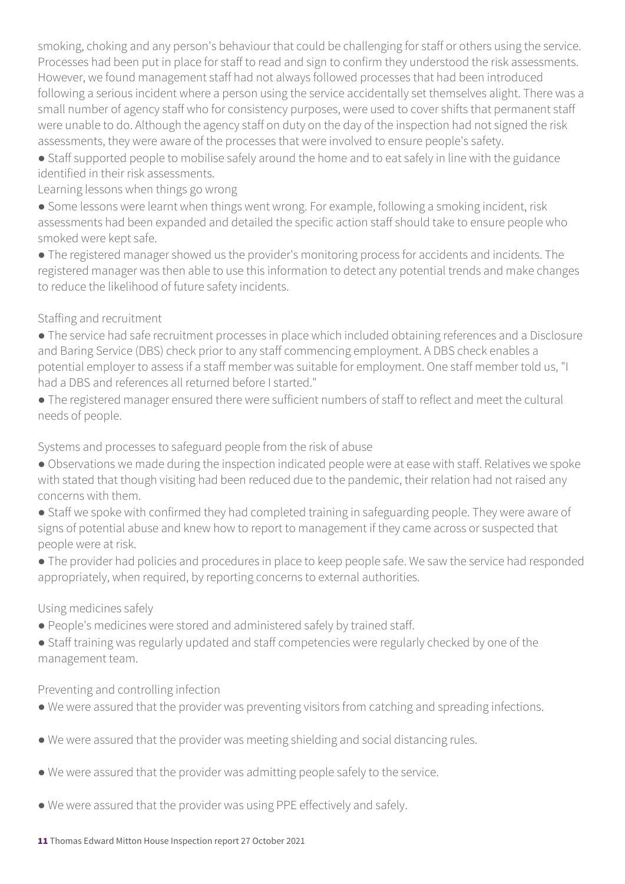smoking, choking and any person's behaviour that could be challenging for staff or others using the service. Processes had been put in place for staff to read and sign to confirm they understood the risk assessments. However, we found management staff had not always followed processes that had been introduced following a serious incident where a person using the service accidentally set themselves alight. There was a small number of agency staff who for consistency purposes, were used to cover shifts that permanent staff were unable to do. Although the agency staff on duty on the day of the inspection had not signed the risk assessments, they were aware of the processes that were involved to ensure people's safety.

- Staff supported people to mobilise safely around the home and to eat safely in line with the guidance identified in their risk assessments.

Learning lessons when things go wrong

- Some lessons were learnt when things went wrong. For example, following a smoking incident, risk assessments had been expanded and detailed the specific action staff should take to ensure people who smoked were kept safe.
- The registered manager showed us the provider's monitoring process for accidents and incidents. The registered manager was then able to use this information to detect any potential trends and make changes to reduce the likelihood of future safety incidents.

Staffing and recruitment

- The service had safe recruitment processes in place which included obtaining references and a Disclosure and Baring Service (DBS) check prior to any staff commencing employment. A DBS check enables a potential employer to assess if a staff member was suitable for employment. One staff member told us, "I had a DBS and references all returned before I started."
- The registered manager ensured there were sufficient numbers of staff to reflect and meet the cultural needs of people.

Systems and processes to safeguard people from the risk of abuse

- Observations we made during the inspection indicated people were at ease with staff. Relatives we spoke with stated that though visiting had been reduced due to the pandemic, their relation had not raised any concerns with them.
- Staff we spoke with confirmed they had completed training in safeguarding people. They were aware of signs of potential abuse and knew how to report to management if they came across or suspected that people were at risk.
- The provider had policies and procedures in place to keep people safe. We saw the service had responded appropriately, when required, by reporting concerns to external authorities.

Using medicines safely

- People's medicines were stored and administered safely by trained staff.
- Staff training was regularly updated and staff competencies were regularly checked by one of the management team.

Preventing and controlling infection

- We were assured that the provider was preventing visitors from catching and spreading infections.
- We were assured that the provider was meeting shielding and social distancing rules.
- We were assured that the provider was admitting people safely to the service.
- We were assured that the provider was using PPE effectively and safely.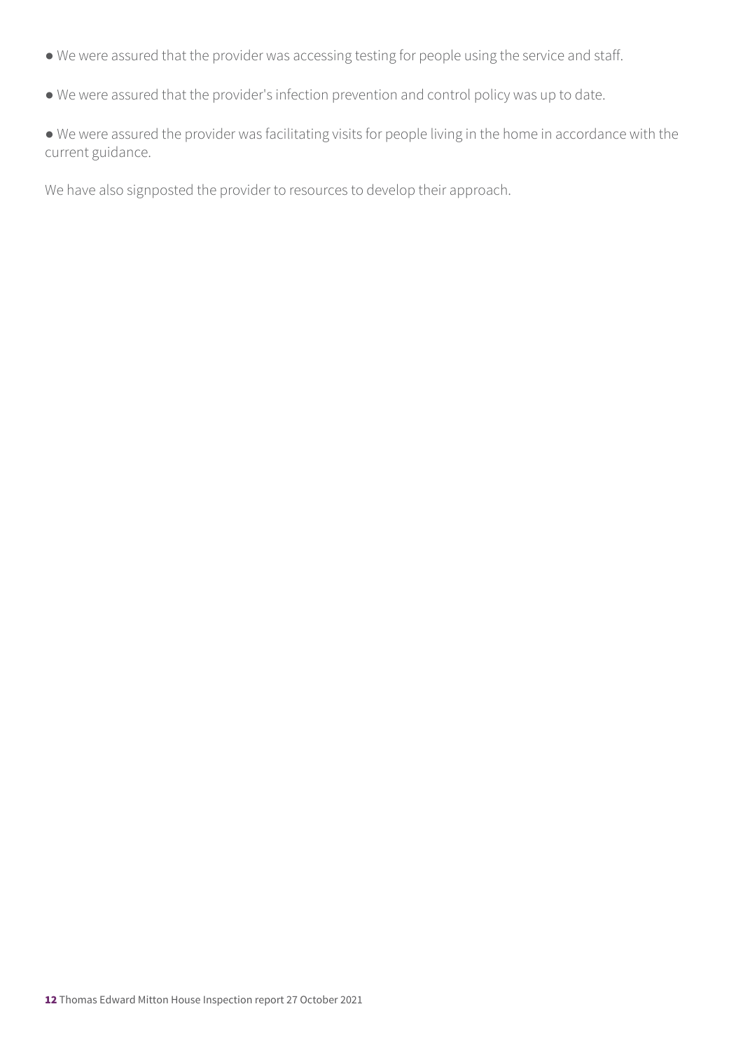- We were assured that the provider was accessing testing for people using the service and staff.
- We were assured that the provider's infection prevention and control policy was up to date.
- We were assured the provider was facilitating visits for people living in the home in accordance with the current guidance.

We have also signposted the provider to resources to develop their approach.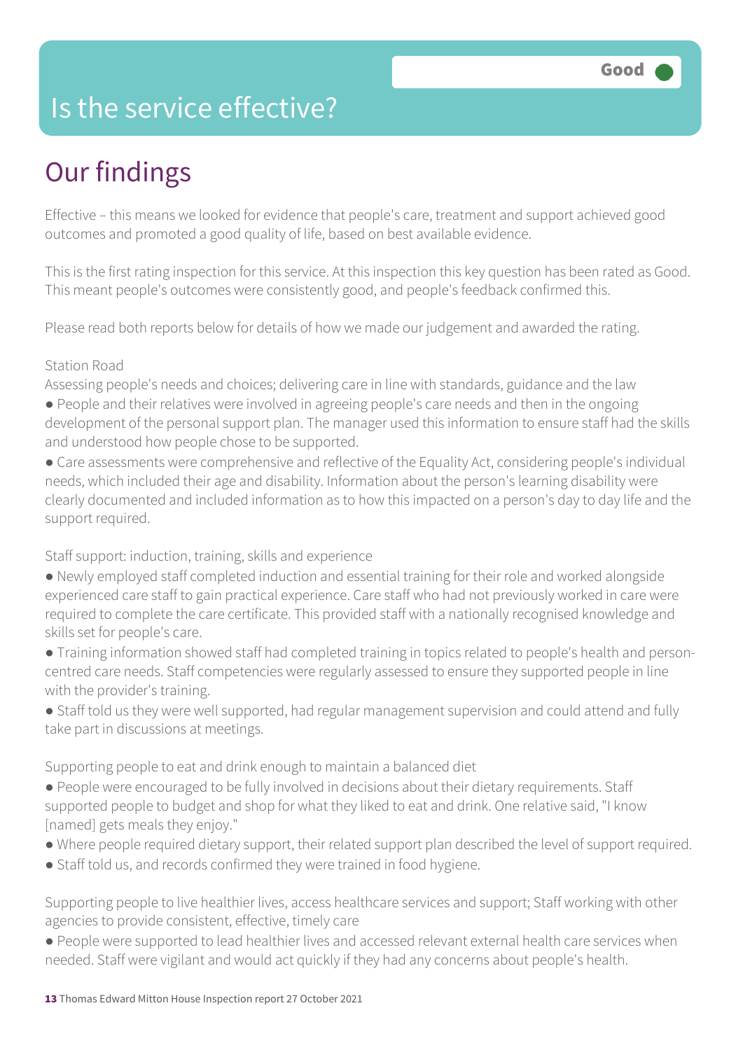Good

# Is the service effective?

## Our findings

Effective – this means we looked for evidence that people's care, treatment and support achieved good outcomes and promoted a good quality of life, based on best available evidence.

This is the first rating inspection for this service. At this inspection this key question has been rated as Good. This meant people's outcomes were consistently good, and people's feedback confirmed this.

Please read both reports below for details of how we made our judgement and awarded the rating.

Station Road

Assessing people's needs and choices; delivering care in line with standards, guidance and the law

- People and their relatives were involved in agreeing people's care needs and then in the ongoing development of the personal support plan. The manager used this information to ensure staff had the skills and understood how people chose to be supported.
- Care assessments were comprehensive and reflective of the Equality Act, considering people's individual needs, which included their age and disability. Information about the person's learning disability were clearly documented and included information as to how this impacted on a person's day to day life and the support required.

Staff support: induction, training, skills and experience

- Newly employed staff completed induction and essential training for their role and worked alongside experienced care staff to gain practical experience. Care staff who had not previously worked in care were required to complete the care certificate. This provided staff with a nationally recognised knowledge and skills set for people's care.
- Training information showed staff had completed training in topics related to people's health and person-centred care needs. Staff competencies were regularly assessed to ensure they supported people in line with the provider's training.
- Staff told us they were well supported, had regular management supervision and could attend and fully take part in discussions at meetings.

Supporting people to eat and drink enough to maintain a balanced diet

- People were encouraged to be fully involved in decisions about their dietary requirements. Staff supported people to budget and shop for what they liked to eat and drink. One relative said, "I know [named] gets meals they enjoy."
- Where people required dietary support, their related support plan described the level of support required.
- Staff told us, and records confirmed they were trained in food hygiene.

Supporting people to live healthier lives, access healthcare services and support; Staff working with other agencies to provide consistent, effective, timely care

- People were supported to lead healthier lives and accessed relevant external health care services when needed. Staff were vigilant and would act quickly if they had any concerns about people's health.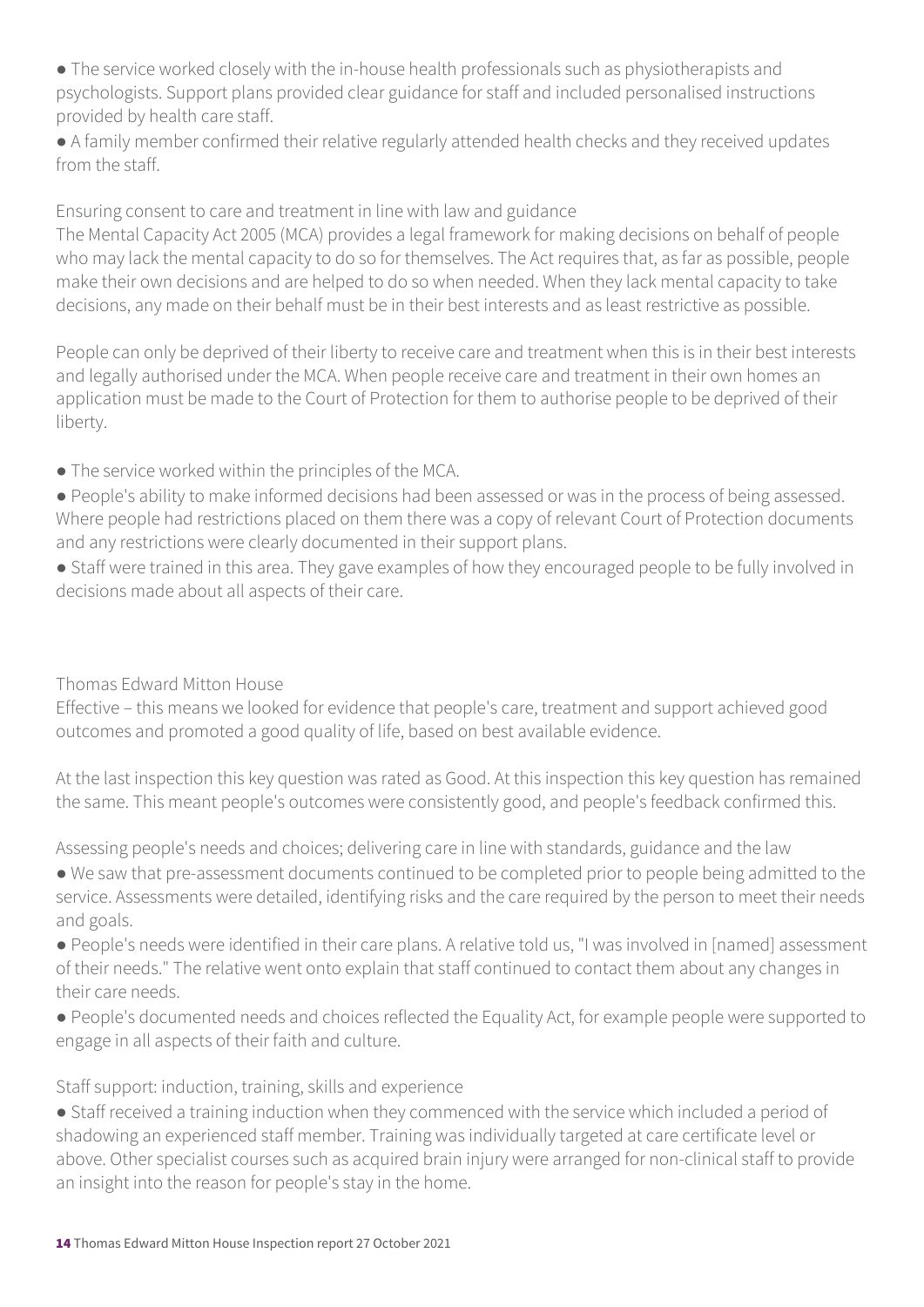- The service worked closely with the in-house health professionals such as physiotherapists and psychologists. Support plans provided clear guidance for staff and included personalised instructions provided by health care staff.
- A family member confirmed their relative regularly attended health checks and they received updates from the staff.

### Ensuring consent to care and treatment in line with law and guidance

The Mental Capacity Act 2005 (MCA) provides a legal framework for making decisions on behalf of people who may lack the mental capacity to do so for themselves. The Act requires that, as far as possible, people make their own decisions and are helped to do so when needed. When they lack mental capacity to take decisions, any made on their behalf must be in their best interests and as least restrictive as possible.

People can only be deprived of their liberty to receive care and treatment when this is in their best interests and legally authorised under the MCA. When people receive care and treatment in their own homes an application must be made to the Court of Protection for them to authorise people to be deprived of their liberty.

- The service worked within the principles of the MCA.
- People's ability to make informed decisions had been assessed or was in the process of being assessed. Where people had restrictions placed on them there was a copy of relevant Court of Protection documents and any restrictions were clearly documented in their support plans.
- Staff were trained in this area. They gave examples of how they encouraged people to be fully involved in decisions made about all aspects of their care.

## Thomas Edward Mitton House

Effective – this means we looked for evidence that people's care, treatment and support achieved good outcomes and promoted a good quality of life, based on best available evidence.

At the last inspection this key question was rated as Good. At this inspection this key question has remained the same. This meant people's outcomes were consistently good, and people's feedback confirmed this.

### Assessing people's needs and choices; delivering care in line with standards, guidance and the law

- We saw that pre-assessment documents continued to be completed prior to people being admitted to the service. Assessments were detailed, identifying risks and the care required by the person to meet their needs and goals.
- People's needs were identified in their care plans. A relative told us, "I was involved in [named] assessment of their needs." The relative went onto explain that staff continued to contact them about any changes in their care needs.
- People's documented needs and choices reflected the Equality Act, for example people were supported to engage in all aspects of their faith and culture.

### Staff support: induction, training, skills and experience

- Staff received a training induction when they commenced with the service which included a period of shadowing an experienced staff member. Training was individually targeted at care certificate level or above. Other specialist courses such as acquired brain injury were arranged for non-clinical staff to provide an insight into the reason for people's stay in the home.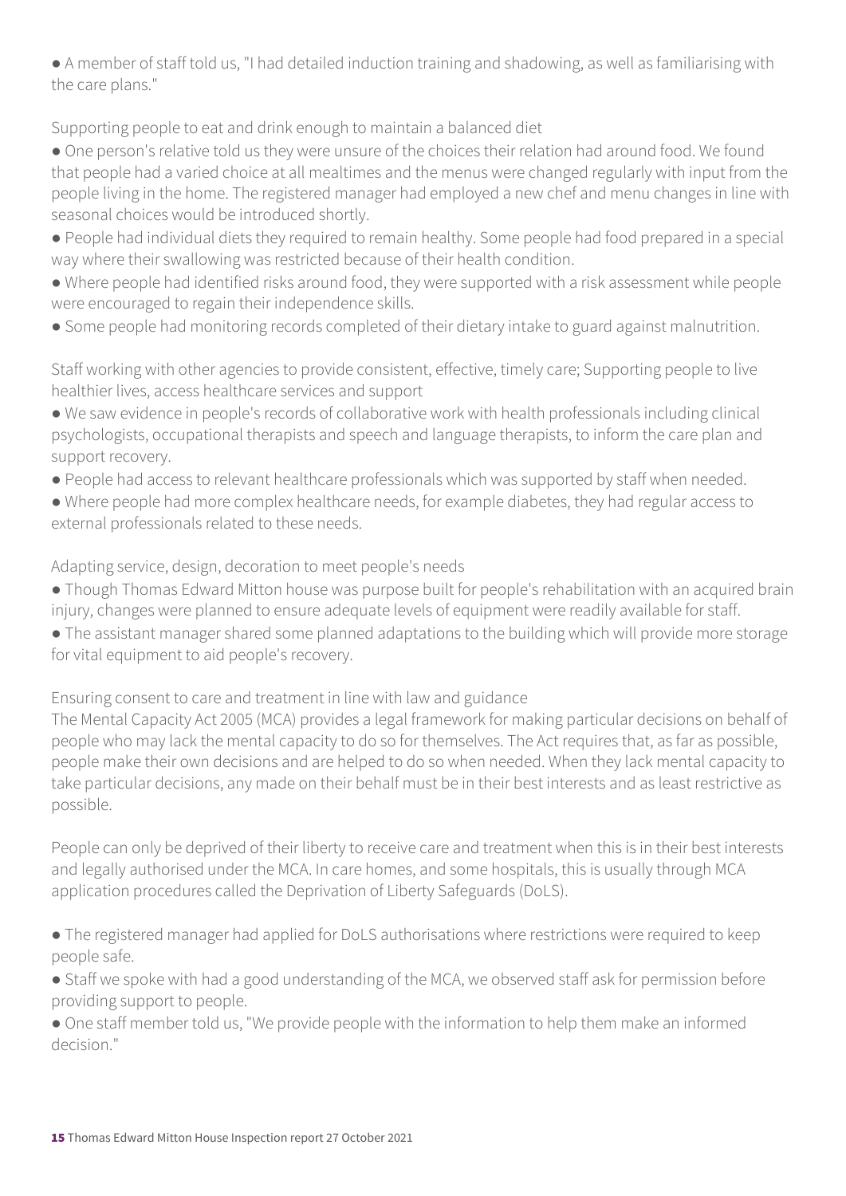- A member of staff told us, "I had detailed induction training and shadowing, as well as familiarising with the care plans."

Supporting people to eat and drink enough to maintain a balanced diet

- One person's relative told us they were unsure of the choices their relation had around food. We found that people had a varied choice at all mealtimes and the menus were changed regularly with input from the people living in the home. The registered manager had employed a new chef and menu changes in line with seasonal choices would be introduced shortly.
- People had individual diets they required to remain healthy. Some people had food prepared in a special way where their swallowing was restricted because of their health condition.
- Where people had identified risks around food, they were supported with a risk assessment while people were encouraged to regain their independence skills.
- Some people had monitoring records completed of their dietary intake to guard against malnutrition.

Staff working with other agencies to provide consistent, effective, timely care; Supporting people to live healthier lives, access healthcare services and support

- We saw evidence in people's records of collaborative work with health professionals including clinical psychologists, occupational therapists and speech and language therapists, to inform the care plan and support recovery.
- People had access to relevant healthcare professionals which was supported by staff when needed.
- Where people had more complex healthcare needs, for example diabetes, they had regular access to external professionals related to these needs.

Adapting service, design, decoration to meet people's needs

- Though Thomas Edward Mitton house was purpose built for people's rehabilitation with an acquired brain injury, changes were planned to ensure adequate levels of equipment were readily available for staff.
- The assistant manager shared some planned adaptations to the building which will provide more storage for vital equipment to aid people's recovery.

Ensuring consent to care and treatment in line with law and guidance

The Mental Capacity Act 2005 (MCA) provides a legal framework for making particular decisions on behalf of people who may lack the mental capacity to do so for themselves. The Act requires that, as far as possible, people make their own decisions and are helped to do so when needed. When they lack mental capacity to take particular decisions, any made on their behalf must be in their best interests and as least restrictive as possible.

People can only be deprived of their liberty to receive care and treatment when this is in their best interests and legally authorised under the MCA. In care homes, and some hospitals, this is usually through MCA application procedures called the Deprivation of Liberty Safeguards (DoLS).

- The registered manager had applied for DoLS authorisations where restrictions were required to keep people safe.
- Staff we spoke with had a good understanding of the MCA, we observed staff ask for permission before providing support to people.
- One staff member told us, "We provide people with the information to help them make an informed decision."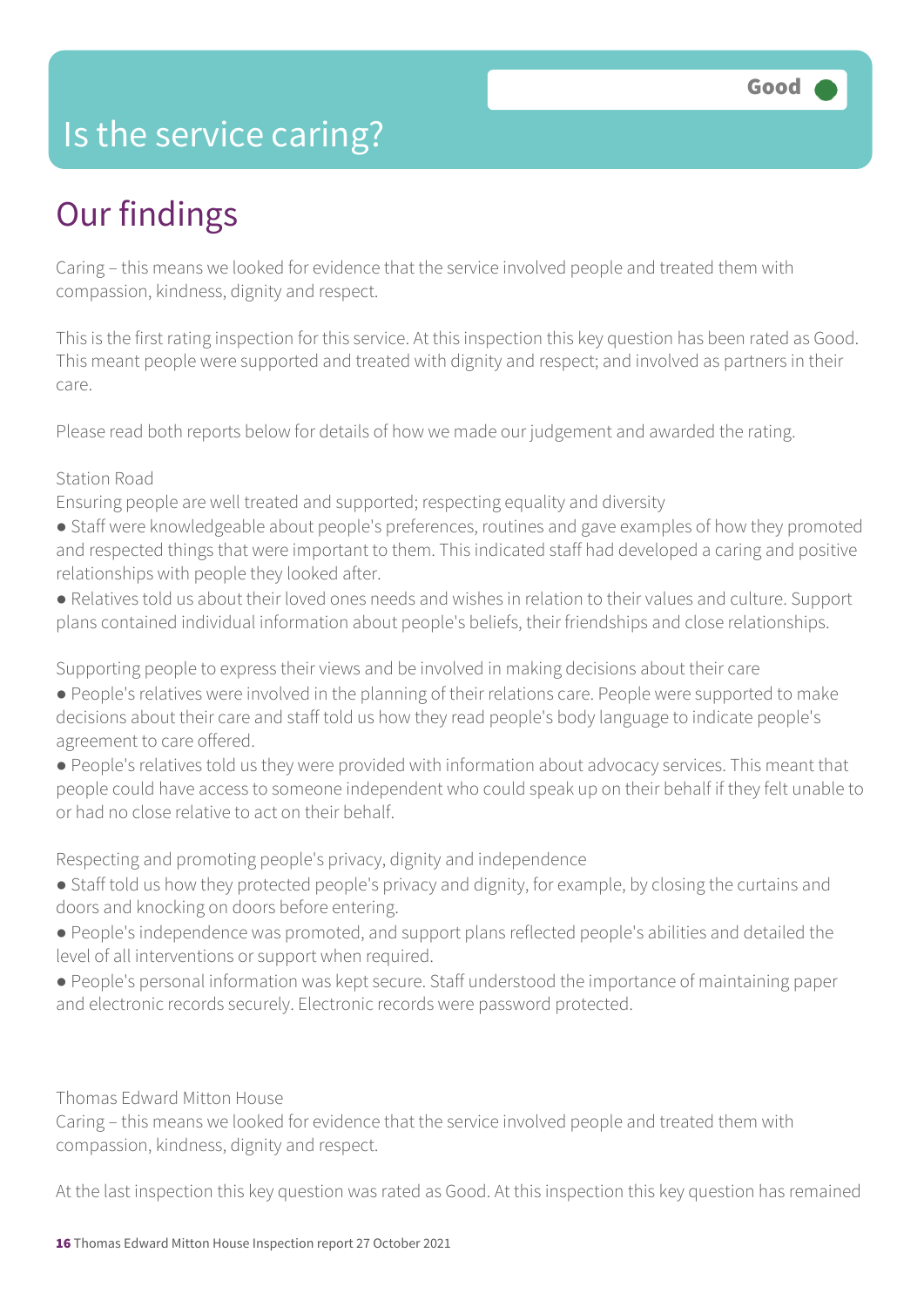# Is the service caring?

Good

## Our findings

Caring – this means we looked for evidence that the service involved people and treated them with compassion, kindness, dignity and respect.

This is the first rating inspection for this service. At this inspection this key question has been rated as Good. This meant people were supported and treated with dignity and respect; and involved as partners in their care.

Please read both reports below for details of how we made our judgement and awarded the rating.

Station Road

Ensuring people are well treated and supported; respecting equality and diversity

- Staff were knowledgeable about people's preferences, routines and gave examples of how they promoted and respected things that were important to them. This indicated staff had developed a caring and positive relationships with people they looked after.
- Relatives told us about their loved ones needs and wishes in relation to their values and culture. Support plans contained individual information about people's beliefs, their friendships and close relationships.

Supporting people to express their views and be involved in making decisions about their care

- People's relatives were involved in the planning of their relations care. People were supported to make decisions about their care and staff told us how they read people's body language to indicate people's agreement to care offered.
- People's relatives told us they were provided with information about advocacy services. This meant that people could have access to someone independent who could speak up on their behalf if they felt unable to or had no close relative to act on their behalf.

Respecting and promoting people's privacy, dignity and independence

- Staff told us how they protected people's privacy and dignity, for example, by closing the curtains and doors and knocking on doors before entering.
- People's independence was promoted, and support plans reflected people's abilities and detailed the level of all interventions or support when required.
- People's personal information was kept secure. Staff understood the importance of maintaining paper and electronic records securely. Electronic records were password protected.

Thomas Edward Mitton House

Caring – this means we looked for evidence that the service involved people and treated them with compassion, kindness, dignity and respect.

At the last inspection this key question was rated as Good. At this inspection this key question has remained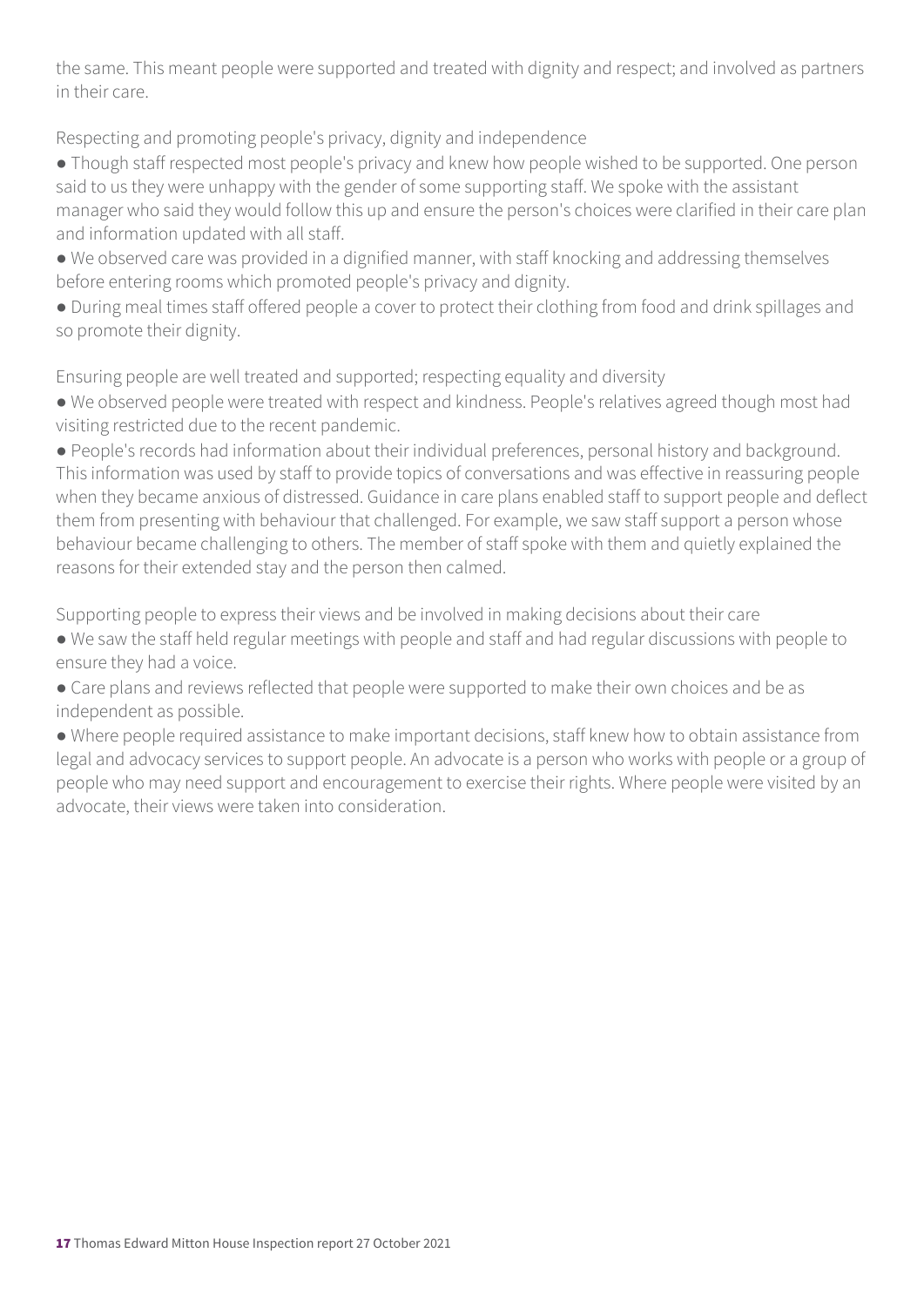the same. This meant people were supported and treated with dignity and respect; and involved as partners in their care.

### Respecting and promoting people's privacy, dignity and independence

- Though staff respected most people's privacy and knew how people wished to be supported. One person said to us they were unhappy with the gender of some supporting staff. We spoke with the assistant manager who said they would follow this up and ensure the person's choices were clarified in their care plan and information updated with all staff.
- We observed care was provided in a dignified manner, with staff knocking and addressing themselves before entering rooms which promoted people's privacy and dignity.
- During meal times staff offered people a cover to protect their clothing from food and drink spillages and so promote their dignity.

### Ensuring people are well treated and supported; respecting equality and diversity

- We observed people were treated with respect and kindness. People's relatives agreed though most had visiting restricted due to the recent pandemic.
- People's records had information about their individual preferences, personal history and background. This information was used by staff to provide topics of conversations and was effective in reassuring people when they became anxious of distressed. Guidance in care plans enabled staff to support people and deflect them from presenting with behaviour that challenged. For example, we saw staff support a person whose behaviour became challenging to others. The member of staff spoke with them and quietly explained the reasons for their extended stay and the person then calmed.

### Supporting people to express their views and be involved in making decisions about their care

- We saw the staff held regular meetings with people and staff and had regular discussions with people to ensure they had a voice.
- Care plans and reviews reflected that people were supported to make their own choices and be as independent as possible.
- Where people required assistance to make important decisions, staff knew how to obtain assistance from legal and advocacy services to support people. An advocate is a person who works with people or a group of people who may need support and encouragement to exercise their rights. Where people were visited by an advocate, their views were taken into consideration.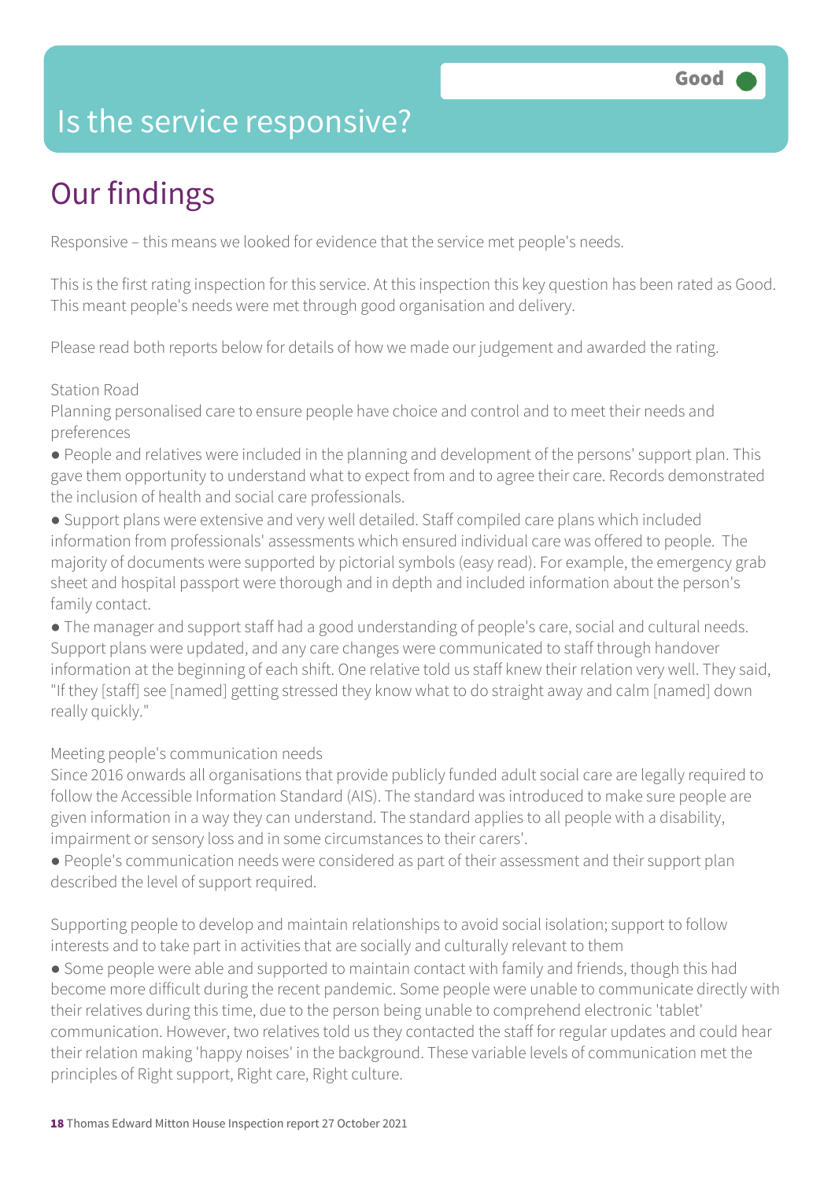# Is the service responsive?

Good

## Our findings

Responsive – this means we looked for evidence that the service met people's needs.

This is the first rating inspection for this service. At this inspection this key question has been rated as Good. This meant people's needs were met through good organisation and delivery.

Please read both reports below for details of how we made our judgement and awarded the rating.

Station Road

Planning personalised care to ensure people have choice and control and to meet their needs and preferences

- People and relatives were included in the planning and development of the persons' support plan. This gave them opportunity to understand what to expect from and to agree their care. Records demonstrated the inclusion of health and social care professionals.
- Support plans were extensive and very well detailed. Staff compiled care plans which included information from professionals' assessments which ensured individual care was offered to people. The majority of documents were supported by pictorial symbols (easy read). For example, the emergency grab sheet and hospital passport were thorough and in depth and included information about the person's family contact.
- The manager and support staff had a good understanding of people's care, social and cultural needs. Support plans were updated, and any care changes were communicated to staff through handover information at the beginning of each shift. One relative told us staff knew their relation very well. They said, "If they [staff] see [named] getting stressed they know what to do straight away and calm [named] down really quickly."

Meeting people's communication needs

Since 2016 onwards all organisations that provide publicly funded adult social care are legally required to follow the Accessible Information Standard (AIS). The standard was introduced to make sure people are given information in a way they can understand. The standard applies to all people with a disability, impairment or sensory loss and in some circumstances to their carers'.

- People's communication needs were considered as part of their assessment and their support plan described the level of support required.

Supporting people to develop and maintain relationships to avoid social isolation; support to follow interests and to take part in activities that are socially and culturally relevant to them

- Some people were able and supported to maintain contact with family and friends, though this had become more difficult during the recent pandemic. Some people were unable to communicate directly with their relatives during this time, due to the person being unable to comprehend electronic 'tablet' communication. However, two relatives told us they contacted the staff for regular updates and could hear their relation making 'happy noises' in the background. These variable levels of communication met the principles of Right support, Right care, Right culture.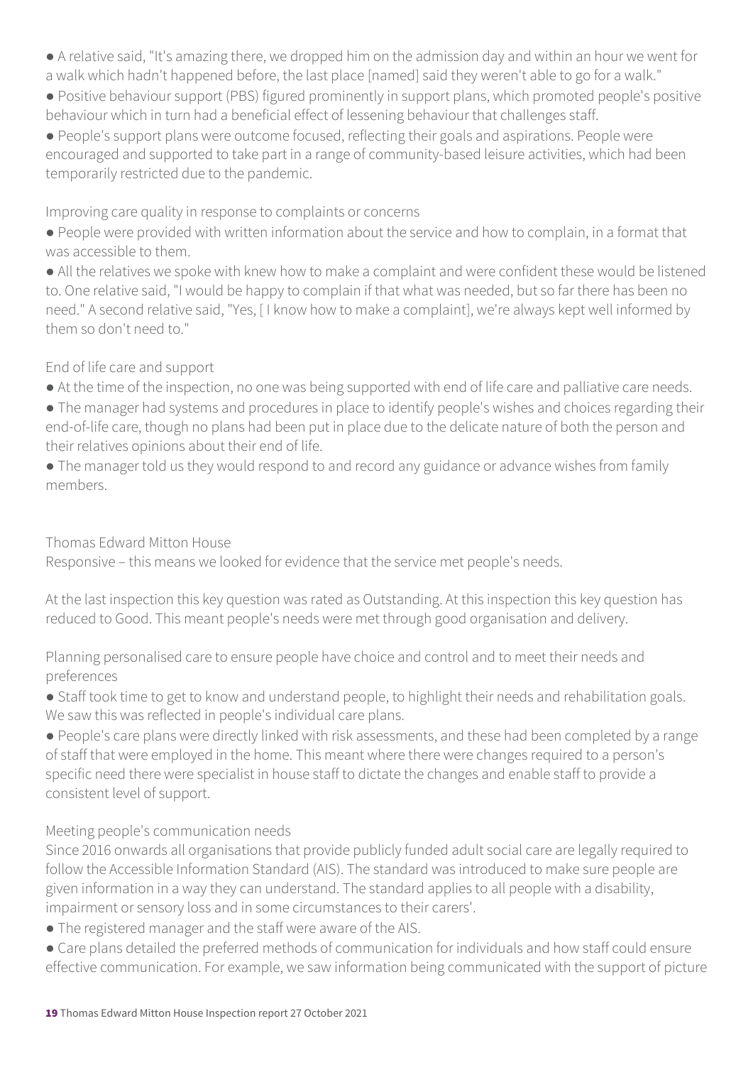- A relative said, "It's amazing there, we dropped him on the admission day and within an hour we went for a walk which hadn't happened before, the last place [named] said they weren't able to go for a walk."
- Positive behaviour support (PBS) figured prominently in support plans, which promoted people's positive behaviour which in turn had a beneficial effect of lessening behaviour that challenges staff.
- People's support plans were outcome focused, reflecting their goals and aspirations. People were encouraged and supported to take part in a range of community-based leisure activities, which had been temporarily restricted due to the pandemic.

Improving care quality in response to complaints or concerns

- People were provided with written information about the service and how to complain, in a format that was accessible to them.
- All the relatives we spoke with knew how to make a complaint and were confident these would be listened to. One relative said, "I would be happy to complain if that what was needed, but so far there has been no need." A second relative said, "Yes, [ I know how to make a complaint], we're always kept well informed by them so don't need to."

End of life care and support

- At the time of the inspection, no one was being supported with end of life care and palliative care needs.
- The manager had systems and procedures in place to identify people's wishes and choices regarding their end-of-life care, though no plans had been put in place due to the delicate nature of both the person and their relatives opinions about their end of life.
- The manager told us they would respond to and record any guidance or advance wishes from family members.

Thomas Edward Mitton House

Responsive – this means we looked for evidence that the service met people's needs.

At the last inspection this key question was rated as Outstanding. At this inspection this key question has reduced to Good. This meant people's needs were met through good organisation and delivery.

Planning personalised care to ensure people have choice and control and to meet their needs and preferences

- Staff took time to get to know and understand people, to highlight their needs and rehabilitation goals. We saw this was reflected in people's individual care plans.
- People's care plans were directly linked with risk assessments, and these had been completed by a range of staff that were employed in the home. This meant where there were changes required to a person's specific need there were specialist in house staff to dictate the changes and enable staff to provide a consistent level of support.

Meeting people's communication needs

Since 2016 onwards all organisations that provide publicly funded adult social care are legally required to follow the Accessible Information Standard (AIS). The standard was introduced to make sure people are given information in a way they can understand. The standard applies to all people with a disability, impairment or sensory loss and in some circumstances to their carers'.

- The registered manager and the staff were aware of the AIS.
- Care plans detailed the preferred methods of communication for individuals and how staff could ensure effective communication. For example, we saw information being communicated with the support of picture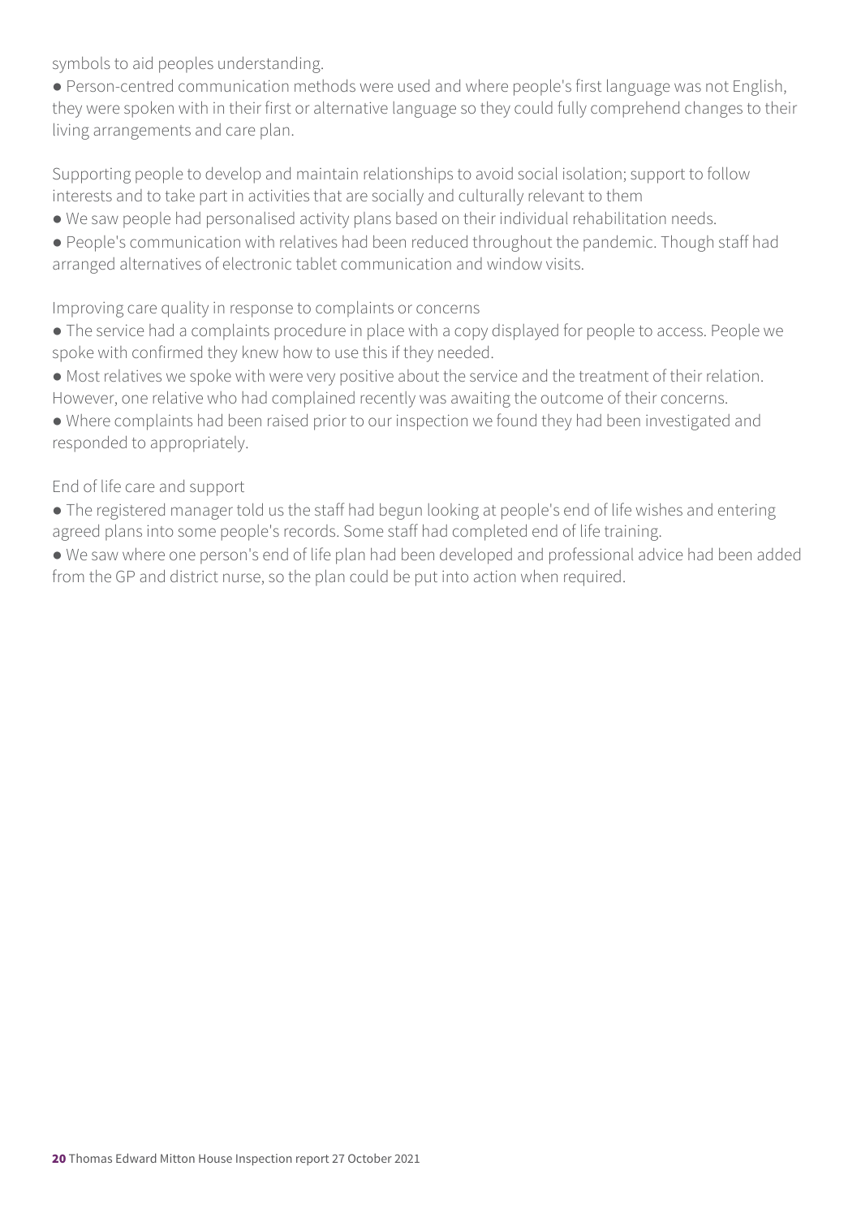symbols to aid peoples understanding.

- Person-centred communication methods were used and where people's first language was not English, they were spoken with in their first or alternative language so they could fully comprehend changes to their living arrangements and care plan.

Supporting people to develop and maintain relationships to avoid social isolation; support to follow interests and to take part in activities that are socially and culturally relevant to them

- We saw people had personalised activity plans based on their individual rehabilitation needs.
- People's communication with relatives had been reduced throughout the pandemic. Though staff had arranged alternatives of electronic tablet communication and window visits.

Improving care quality in response to complaints or concerns

- The service had a complaints procedure in place with a copy displayed for people to access. People we spoke with confirmed they knew how to use this if they needed.
- Most relatives we spoke with were very positive about the service and the treatment of their relation. However, one relative who had complained recently was awaiting the outcome of their concerns.
- Where complaints had been raised prior to our inspection we found they had been investigated and responded to appropriately.

End of life care and support

- The registered manager told us the staff had begun looking at people's end of life wishes and entering agreed plans into some people's records. Some staff had completed end of life training.
- We saw where one person's end of life plan had been developed and professional advice had been added from the GP and district nurse, so the plan could be put into action when required.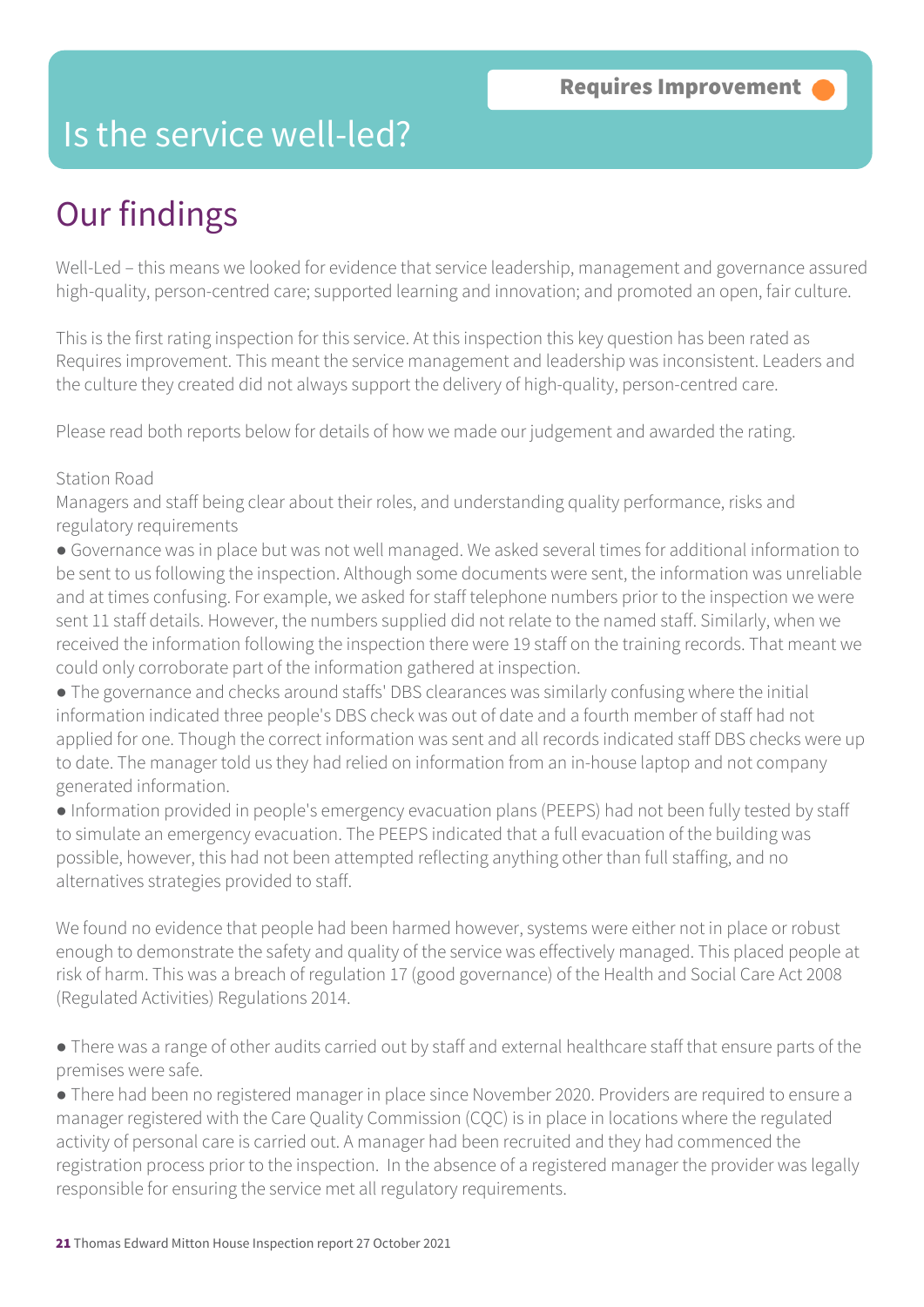Requires Improvement

# Is the service well-led?

## Our findings

Well-Led – this means we looked for evidence that service leadership, management and governance assured high-quality, person-centred care; supported learning and innovation; and promoted an open, fair culture.

This is the first rating inspection for this service. At this inspection this key question has been rated as Requires improvement. This meant the service management and leadership was inconsistent. Leaders and the culture they created did not always support the delivery of high-quality, person-centred care.

Please read both reports below for details of how we made our judgement and awarded the rating.

Station Road

Managers and staff being clear about their roles, and understanding quality performance, risks and regulatory requirements

- Governance was in place but was not well managed. We asked several times for additional information to be sent to us following the inspection. Although some documents were sent, the information was unreliable and at times confusing. For example, we asked for staff telephone numbers prior to the inspection we were sent 11 staff details. However, the numbers supplied did not relate to the named staff. Similarly, when we received the information following the inspection there were 19 staff on the training records. That meant we could only corroborate part of the information gathered at inspection.
- The governance and checks around staffs' DBS clearances was similarly confusing where the initial information indicated three people's DBS check was out of date and a fourth member of staff had not applied for one. Though the correct information was sent and all records indicated staff DBS checks were up to date. The manager told us they had relied on information from an in-house laptop and not company generated information.
- Information provided in people's emergency evacuation plans (PEEPS) had not been fully tested by staff to simulate an emergency evacuation. The PEEPS indicated that a full evacuation of the building was possible, however, this had not been attempted reflecting anything other than full staffing, and no alternatives strategies provided to staff.

We found no evidence that people had been harmed however, systems were either not in place or robust enough to demonstrate the safety and quality of the service was effectively managed. This placed people at risk of harm. This was a breach of regulation 17 (good governance) of the Health and Social Care Act 2008 (Regulated Activities) Regulations 2014.

- There was a range of other audits carried out by staff and external healthcare staff that ensure parts of the premises were safe.
- There had been no registered manager in place since November 2020. Providers are required to ensure a manager registered with the Care Quality Commission (CQC) is in place in locations where the regulated activity of personal care is carried out. A manager had been recruited and they had commenced the registration process prior to the inspection. In the absence of a registered manager the provider was legally responsible for ensuring the service met all regulatory requirements.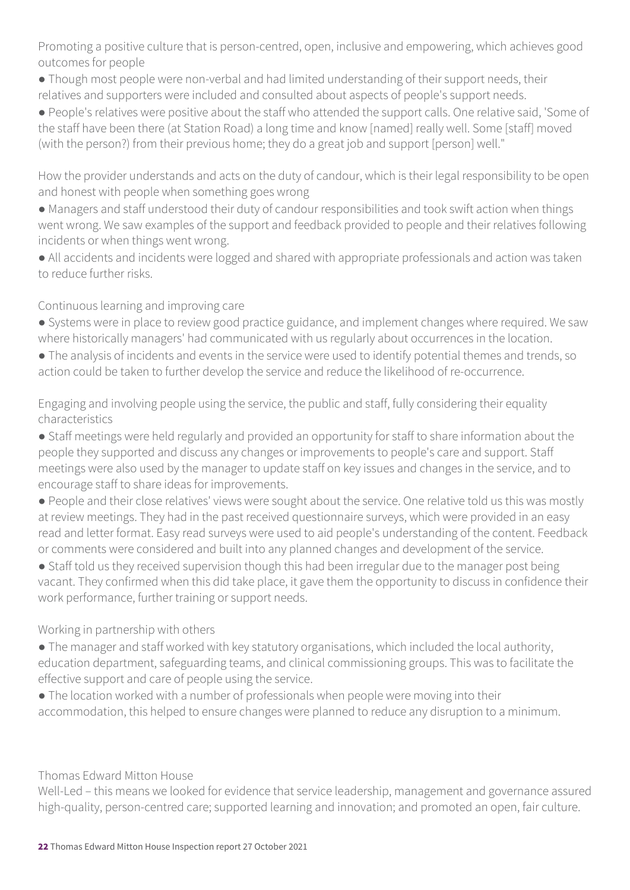Promoting a positive culture that is person-centred, open, inclusive and empowering, which achieves good outcomes for people

- Though most people were non-verbal and had limited understanding of their support needs, their relatives and supporters were included and consulted about aspects of people's support needs.
- People's relatives were positive about the staff who attended the support calls. One relative said, 'Some of the staff have been there (at Station Road) a long time and know [named] really well. Some [staff] moved (with the person?) from their previous home; they do a great job and support [person] well."

How the provider understands and acts on the duty of candour, which is their legal responsibility to be open and honest with people when something goes wrong

- Managers and staff understood their duty of candour responsibilities and took swift action when things went wrong. We saw examples of the support and feedback provided to people and their relatives following incidents or when things went wrong.
- All accidents and incidents were logged and shared with appropriate professionals and action was taken to reduce further risks.

Continuous learning and improving care

- Systems were in place to review good practice guidance, and implement changes where required. We saw where historically managers' had communicated with us regularly about occurrences in the location.
- The analysis of incidents and events in the service were used to identify potential themes and trends, so action could be taken to further develop the service and reduce the likelihood of re-occurrence.

Engaging and involving people using the service, the public and staff, fully considering their equality characteristics

- Staff meetings were held regularly and provided an opportunity for staff to share information about the people they supported and discuss any changes or improvements to people's care and support. Staff meetings were also used by the manager to update staff on key issues and changes in the service, and to encourage staff to share ideas for improvements.
- People and their close relatives' views were sought about the service. One relative told us this was mostly at review meetings. They had in the past received questionnaire surveys, which were provided in an easy read and letter format. Easy read surveys were used to aid people's understanding of the content. Feedback or comments were considered and built into any planned changes and development of the service.
- Staff told us they received supervision though this had been irregular due to the manager post being vacant. They confirmed when this did take place, it gave them the opportunity to discuss in confidence their work performance, further training or support needs.

Working in partnership with others

- The manager and staff worked with key statutory organisations, which included the local authority, education department, safeguarding teams, and clinical commissioning groups. This was to facilitate the effective support and care of people using the service.
- The location worked with a number of professionals when people were moving into their accommodation, this helped to ensure changes were planned to reduce any disruption to a minimum.

Thomas Edward Mitton House

Well-Led – this means we looked for evidence that service leadership, management and governance assured high-quality, person-centred care; supported learning and innovation; and promoted an open, fair culture.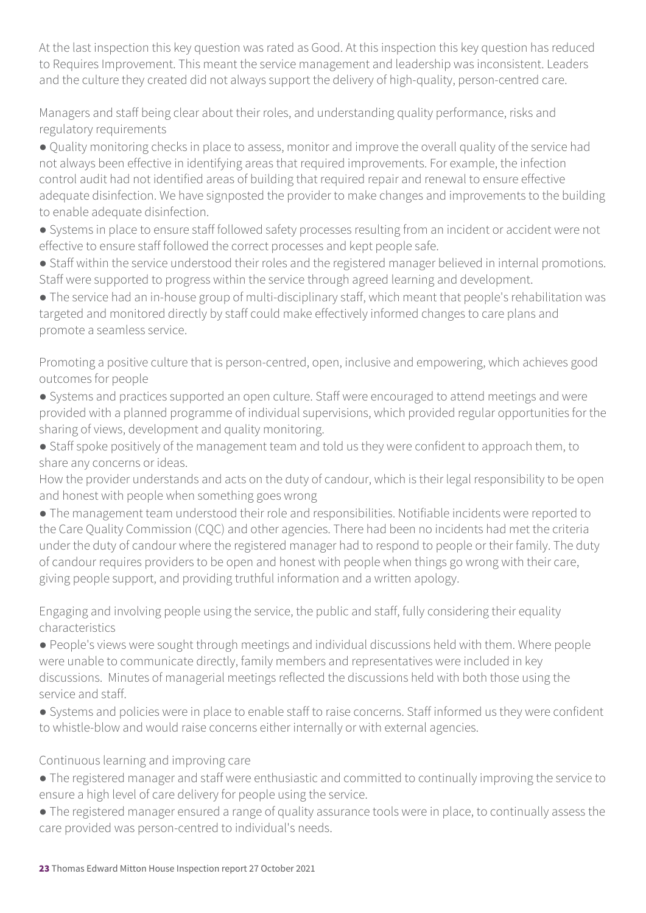At the last inspection this key question was rated as Good. At this inspection this key question has reduced to Requires Improvement. This meant the service management and leadership was inconsistent. Leaders and the culture they created did not always support the delivery of high-quality, person-centred care.

Managers and staff being clear about their roles, and understanding quality performance, risks and regulatory requirements

- Quality monitoring checks in place to assess, monitor and improve the overall quality of the service had not always been effective in identifying areas that required improvements. For example, the infection control audit had not identified areas of building that required repair and renewal to ensure effective adequate disinfection. We have signposted the provider to make changes and improvements to the building to enable adequate disinfection.
- Systems in place to ensure staff followed safety processes resulting from an incident or accident were not effective to ensure staff followed the correct processes and kept people safe.
- Staff within the service understood their roles and the registered manager believed in internal promotions. Staff were supported to progress within the service through agreed learning and development.
- The service had an in-house group of multi-disciplinary staff, which meant that people's rehabilitation was targeted and monitored directly by staff could make effectively informed changes to care plans and promote a seamless service.

Promoting a positive culture that is person-centred, open, inclusive and empowering, which achieves good outcomes for people

- Systems and practices supported an open culture. Staff were encouraged to attend meetings and were provided with a planned programme of individual supervisions, which provided regular opportunities for the sharing of views, development and quality monitoring.
- Staff spoke positively of the management team and told us they were confident to approach them, to share any concerns or ideas.

How the provider understands and acts on the duty of candour, which is their legal responsibility to be open and honest with people when something goes wrong

- The management team understood their role and responsibilities. Notifiable incidents were reported to the Care Quality Commission (CQC) and other agencies. There had been no incidents had met the criteria under the duty of candour where the registered manager had to respond to people or their family. The duty of candour requires providers to be open and honest with people when things go wrong with their care, giving people support, and providing truthful information and a written apology.

Engaging and involving people using the service, the public and staff, fully considering their equality characteristics

- People's views were sought through meetings and individual discussions held with them. Where people were unable to communicate directly, family members and representatives were included in key discussions. Minutes of managerial meetings reflected the discussions held with both those using the service and staff.
- Systems and policies were in place to enable staff to raise concerns. Staff informed us they were confident to whistle-blow and would raise concerns either internally or with external agencies.

Continuous learning and improving care

- The registered manager and staff were enthusiastic and committed to continually improving the service to ensure a high level of care delivery for people using the service.
- The registered manager ensured a range of quality assurance tools were in place, to continually assess the care provided was person-centred to individual's needs.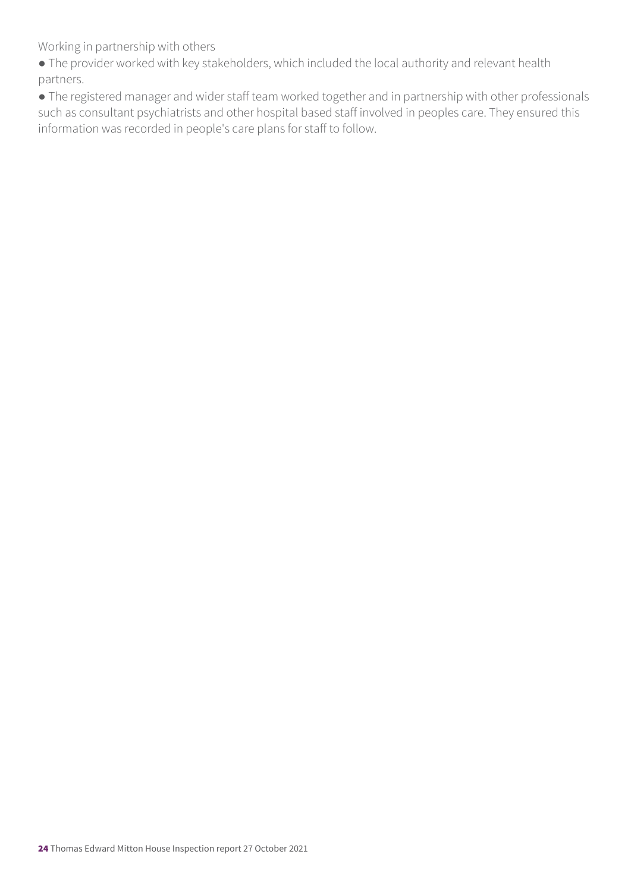Working in partnership with others

- The provider worked with key stakeholders, which included the local authority and relevant health partners.
- The registered manager and wider staff team worked together and in partnership with other professionals such as consultant psychiatrists and other hospital based staff involved in peoples care. They ensured this information was recorded in people's care plans for staff to follow.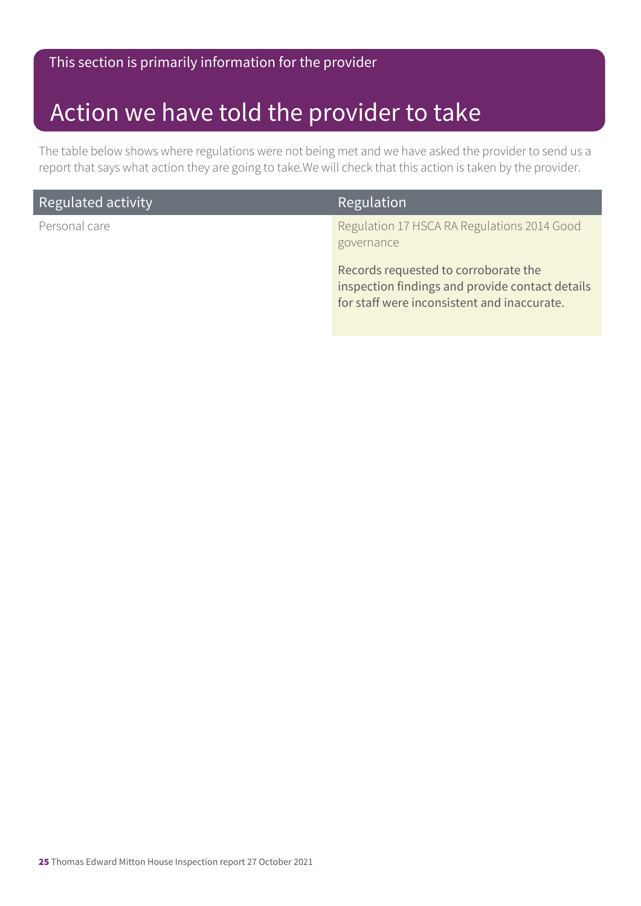This section is primarily information for the provider

# Action we have told the provider to take

The table below shows where regulations were not being met and we have asked the provider to send us a report that says what action they are going to take.We will check that this action is taken by the provider.

| Regulated activity | Regulation |
|---|---|
| Personal care | Regulation 17 HSCA RA Regulations 2014 Good governance<br><br>Records requested to corroborate the inspection findings and provide contact details for staff were inconsistent and inaccurate. |